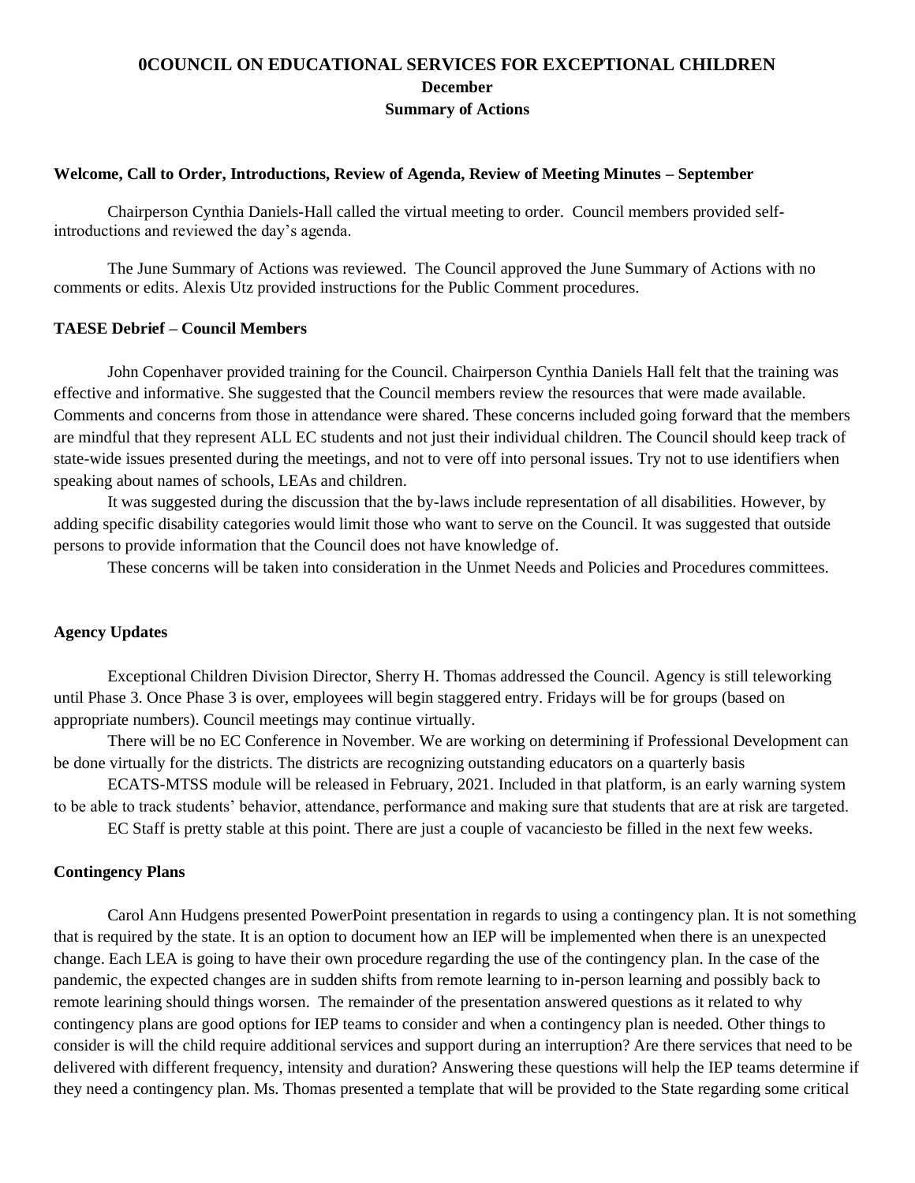# 0COUNCIL ON EDUCATIONAL SERVICES FOR EXCEPTIONAL CHILDREN

**December**

**Summary of Actions**

### Welcome, Call to Order, Introductions, Review of Agenda, Review of Meeting Minutes – September

Chairperson Cynthia Daniels-Hall called the virtual meeting to order. Council members provided self-introductions and reviewed the day's agenda.

The June Summary of Actions was reviewed. The Council approved the June Summary of Actions with no comments or edits. Alexis Utz provided instructions for the Public Comment procedures.

### TAESE Debrief – Council Members

John Copenhaver provided training for the Council. Chairperson Cynthia Daniels Hall felt that the training was effective and informative. She suggested that the Council members review the resources that were made available. Comments and concerns from those in attendance were shared. These concerns included going forward that the members are mindful that they represent ALL EC students and not just their individual children. The Council should keep track of state-wide issues presented during the meetings, and not to vere off into personal issues. Try not to use identifiers when speaking about names of schools, LEAs and children.

It was suggested during the discussion that the by-laws include representation of all disabilities. However, by adding specific disability categories would limit those who want to serve on the Council. It was suggested that outside persons to provide information that the Council does not have knowledge of.

These concerns will be taken into consideration in the Unmet Needs and Policies and Procedures committees.

### Agency Updates

Exceptional Children Division Director, Sherry H. Thomas addressed the Council. Agency is still teleworking until Phase 3. Once Phase 3 is over, employees will begin staggered entry. Fridays will be for groups (based on appropriate numbers). Council meetings may continue virtually.

There will be no EC Conference in November. We are working on determining if Professional Development can be done virtually for the districts. The districts are recognizing outstanding educators on a quarterly basis

ECATS-MTSS module will be released in February, 2021. Included in that platform, is an early warning system to be able to track students' behavior, attendance, performance and making sure that students that are at risk are targeted.

EC Staff is pretty stable at this point. There are just a couple of vacanciesto be filled in the next few weeks.

### Contingency Plans

Carol Ann Hudgens presented PowerPoint presentation in regards to using a contingency plan. It is not something that is required by the state. It is an option to document how an IEP will be implemented when there is an unexpected change. Each LEA is going to have their own procedure regarding the use of the contingency plan. In the case of the pandemic, the expected changes are in sudden shifts from remote learning to in-person learning and possibly back to remote leairning should things worsen. The remainder of the presentation answered questions as it related to why contingency plans are good options for IEP teams to consider and when a contingency plan is needed. Other things to consider is will the child require additional services and support during an interruption? Are there services that need to be delivered with different frequency, intensity and duration? Answering these questions will help the IEP teams determine if they need a contingency plan. Ms. Thomas presented a template that will be provided to the State regarding some critical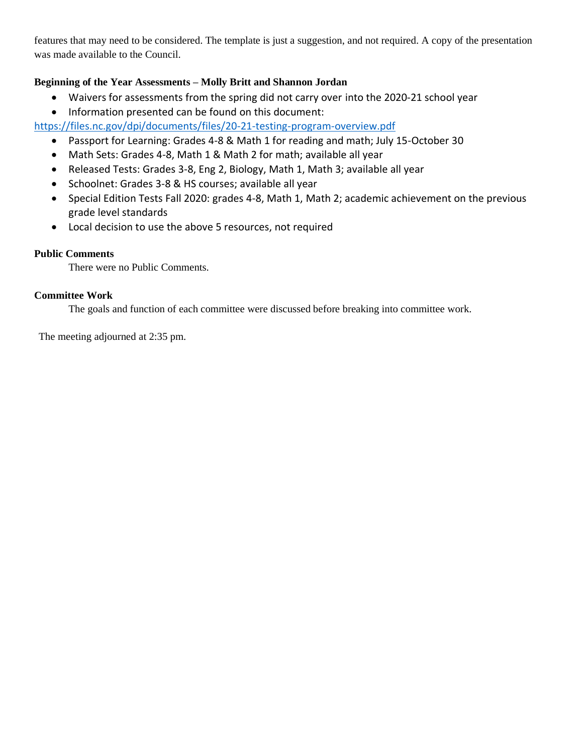features that may need to be considered. The template is just a suggestion, and not required. A copy of the presentation was made available to the Council.

**Beginning of the Year Assessments – Molly Britt and Shannon Jordan**

- Waivers for assessments from the spring did not carry over into the 2020-21 school year
- Information presented can be found on this document:

https://files.nc.gov/dpi/documents/files/20-21-testing-program-overview.pdf

- Passport for Learning: Grades 4-8 & Math 1 for reading and math; July 15-October 30
- Math Sets: Grades 4-8, Math 1 & Math 2 for math; available all year
- Released Tests: Grades 3-8, Eng 2, Biology, Math 1, Math 3; available all year
- Schoolnet: Grades 3-8 & HS courses; available all year
- Special Edition Tests Fall 2020: grades 4-8, Math 1, Math 2; academic achievement on the previous grade level standards
- Local decision to use the above 5 resources, not required

**Public Comments**

There were no Public Comments.

**Committee Work**

The goals and function of each committee were discussed before breaking into committee work.

The meeting adjourned at 2:35 pm.